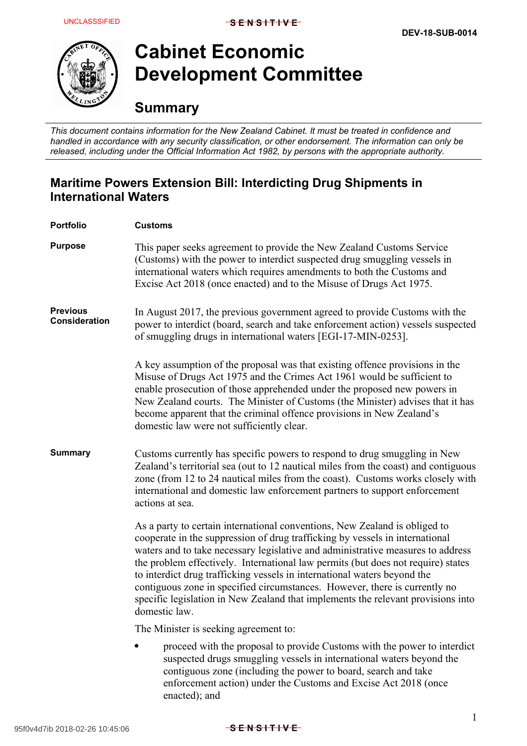UNCLASSSIFIED ~~SENSITIVE~~

DEV-18-SUB-0014

# Cabinet Economic Development Committee

## Summary

*This document contains information for the New Zealand Cabinet. It must be treated in confidence and handled in accordance with any security classification, or other endorsement. The information can only be released, including under the Official Information Act 1982, by persons with the appropriate authority.*

## Maritime Powers Extension Bill: Interdicting Drug Shipments in International Waters

**Portfolio** **Customs**

**Purpose**

This paper seeks agreement to provide the New Zealand Customs Service (Customs) with the power to interdict suspected drug smuggling vessels in international waters which requires amendments to both the Customs and Excise Act 2018 (once enacted) and to the Misuse of Drugs Act 1975.

**Previous Consideration**

In August 2017, the previous government agreed to provide Customs with the power to interdict (board, search and take enforcement action) vessels suspected of smuggling drugs in international waters [EGI-17-MIN-0253].

A key assumption of the proposal was that existing offence provisions in the Misuse of Drugs Act 1975 and the Crimes Act 1961 would be sufficient to enable prosecution of those apprehended under the proposed new powers in New Zealand courts. The Minister of Customs (the Minister) advises that it has become apparent that the criminal offence provisions in New Zealand's domestic law were not sufficiently clear.

**Summary**

Customs currently has specific powers to respond to drug smuggling in New Zealand's territorial sea (out to 12 nautical miles from the coast) and contiguous zone (from 12 to 24 nautical miles from the coast). Customs works closely with international and domestic law enforcement partners to support enforcement actions at sea.

As a party to certain international conventions, New Zealand is obliged to cooperate in the suppression of drug trafficking by vessels in international waters and to take necessary legislative and administrative measures to address the problem effectively. International law permits (but does not require) states to interdict drug trafficking vessels in international waters beyond the contiguous zone in specified circumstances. However, there is currently no specific legislation in New Zealand that implements the relevant provisions into domestic law.

The Minister is seeking agreement to:

- proceed with the proposal to provide Customs with the power to interdict suspected drugs smuggling vessels in international waters beyond the contiguous zone (including the power to board, search and take enforcement action) under the Customs and Excise Act 2018 (once enacted); and

95f0v4d7ib 2018-02-26 10:45:06 ~~SENSITIVE~~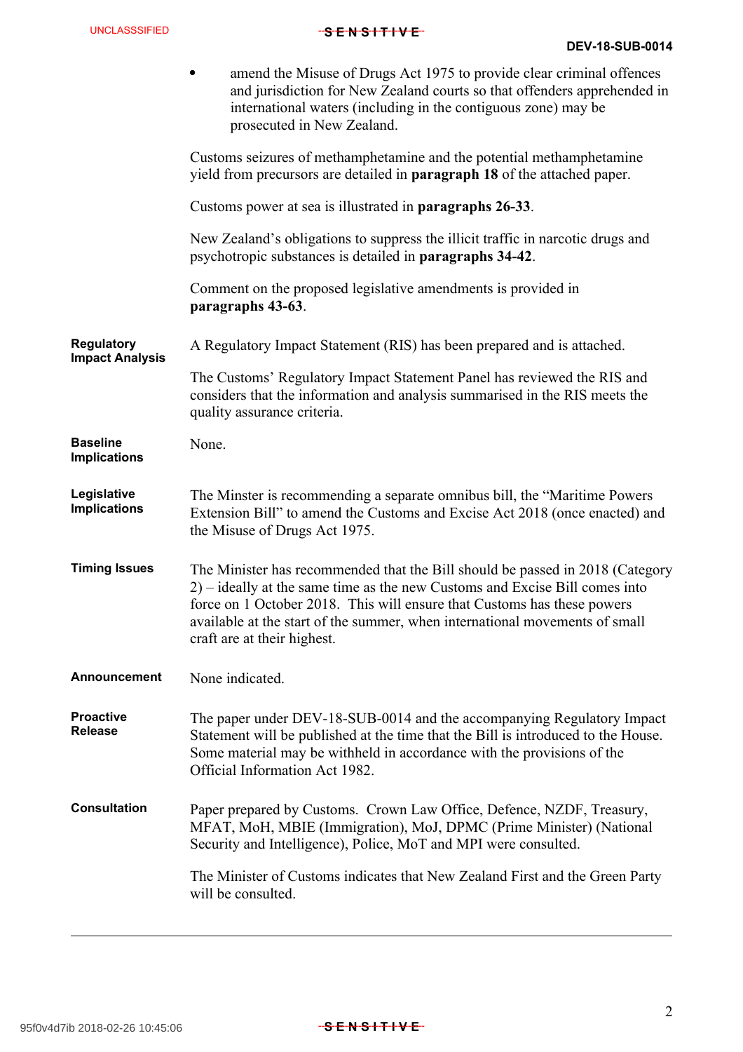- amend the Misuse of Drugs Act 1975 to provide clear criminal offences and jurisdiction for New Zealand courts so that offenders apprehended in international waters (including in the contiguous zone) may be prosecuted in New Zealand.

Customs seizures of methamphetamine and the potential methamphetamine yield from precursors are detailed in **paragraph 18** of the attached paper.

Customs power at sea is illustrated in **paragraphs 26-33**.

New Zealand's obligations to suppress the illicit traffic in narcotic drugs and psychotropic substances is detailed in **paragraphs 34-42**.

Comment on the proposed legislative amendments is provided in **paragraphs 43-63**.

**Regulatory Impact Analysis**

A Regulatory Impact Statement (RIS) has been prepared and is attached.

The Customs' Regulatory Impact Statement Panel has reviewed the RIS and considers that the information and analysis summarised in the RIS meets the quality assurance criteria.

**Baseline Implications**

None.

**Legislative Implications**

The Minster is recommending a separate omnibus bill, the "Maritime Powers Extension Bill" to amend the Customs and Excise Act 2018 (once enacted) and the Misuse of Drugs Act 1975.

**Timing Issues**

The Minister has recommended that the Bill should be passed in 2018 (Category 2) – ideally at the same time as the new Customs and Excise Bill comes into force on 1 October 2018. This will ensure that Customs has these powers available at the start of the summer, when international movements of small craft are at their highest.

**Announcement**

None indicated.

**Proactive Release**

The paper under DEV-18-SUB-0014 and the accompanying Regulatory Impact Statement will be published at the time that the Bill is introduced to the House. Some material may be withheld in accordance with the provisions of the Official Information Act 1982.

**Consultation**

Paper prepared by Customs. Crown Law Office, Defence, NZDF, Treasury, MFAT, MoH, MBIE (Immigration), MoJ, DPMC (Prime Minister) (National Security and Intelligence), Police, MoT and MPI were consulted.

The Minister of Customs indicates that New Zealand First and the Green Party will be consulted.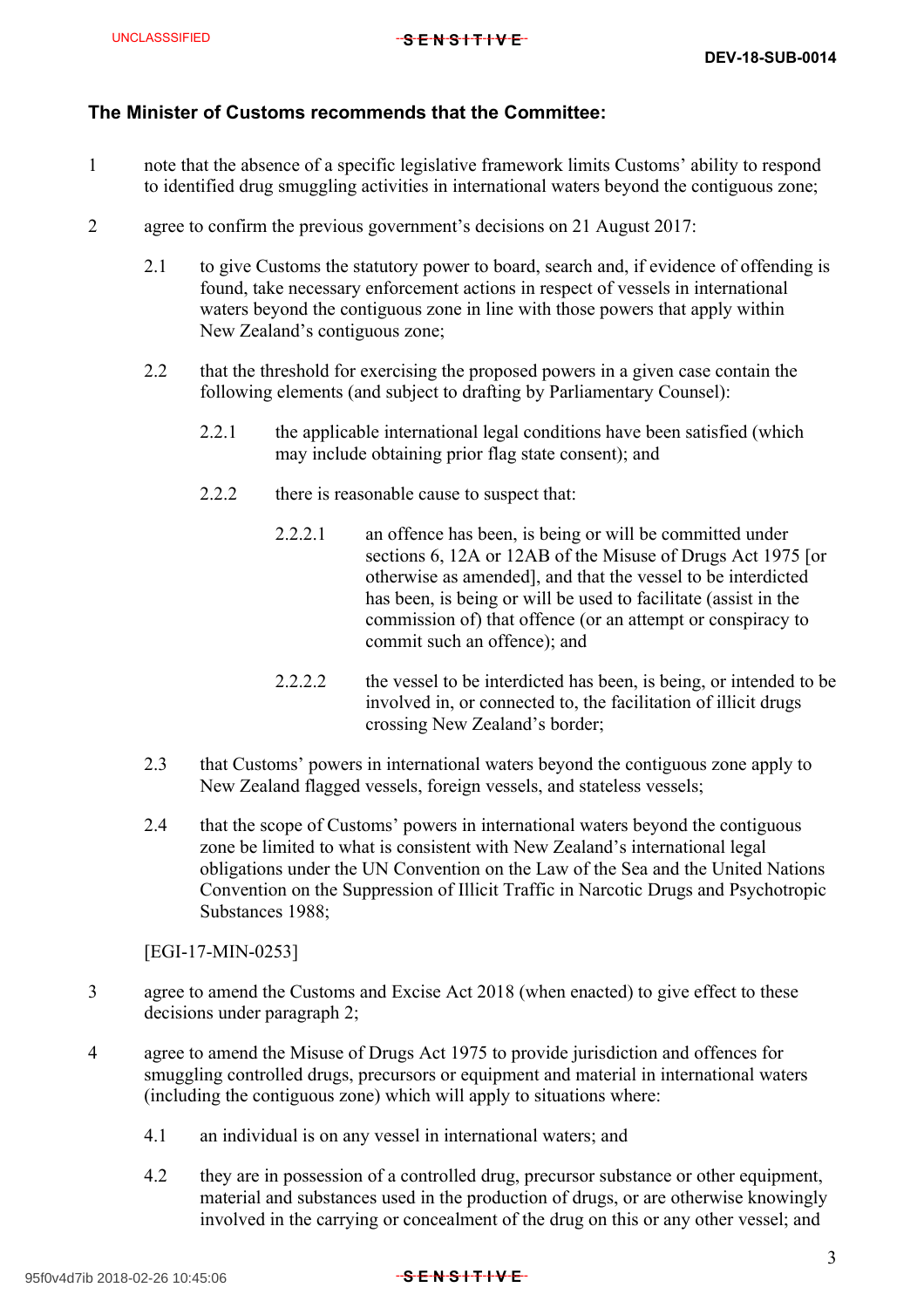**The Minister of Customs recommends that the Committee:**

1 note that the absence of a specific legislative framework limits Customs' ability to respond to identified drug smuggling activities in international waters beyond the contiguous zone;

2 agree to confirm the previous government's decisions on 21 August 2017:

2.1 to give Customs the statutory power to board, search and, if evidence of offending is found, take necessary enforcement actions in respect of vessels in international waters beyond the contiguous zone in line with those powers that apply within New Zealand's contiguous zone;

2.2 that the threshold for exercising the proposed powers in a given case contain the following elements (and subject to drafting by Parliamentary Counsel):

2.2.1 the applicable international legal conditions have been satisfied (which may include obtaining prior flag state consent); and

2.2.2 there is reasonable cause to suspect that:

2.2.2.1 an offence has been, is being or will be committed under sections 6, 12A or 12AB of the Misuse of Drugs Act 1975 [or otherwise as amended], and that the vessel to be interdicted has been, is being or will be used to facilitate (assist in the commission of) that offence (or an attempt or conspiracy to commit such an offence); and

2.2.2.2 the vessel to be interdicted has been, is being, or intended to be involved in, or connected to, the facilitation of illicit drugs crossing New Zealand's border;

2.3 that Customs' powers in international waters beyond the contiguous zone apply to New Zealand flagged vessels, foreign vessels, and stateless vessels;

2.4 that the scope of Customs' powers in international waters beyond the contiguous zone be limited to what is consistent with New Zealand's international legal obligations under the UN Convention on the Law of the Sea and the United Nations Convention on the Suppression of Illicit Traffic in Narcotic Drugs and Psychotropic Substances 1988;

[EGI-17-MIN-0253]

3 agree to amend the Customs and Excise Act 2018 (when enacted) to give effect to these decisions under paragraph 2;

4 agree to amend the Misuse of Drugs Act 1975 to provide jurisdiction and offences for smuggling controlled drugs, precursors or equipment and material in international waters (including the contiguous zone) which will apply to situations where:

4.1 an individual is on any vessel in international waters; and

4.2 they are in possession of a controlled drug, precursor substance or other equipment, material and substances used in the production of drugs, or are otherwise knowingly involved in the carrying or concealment of the drug on this or any other vessel; and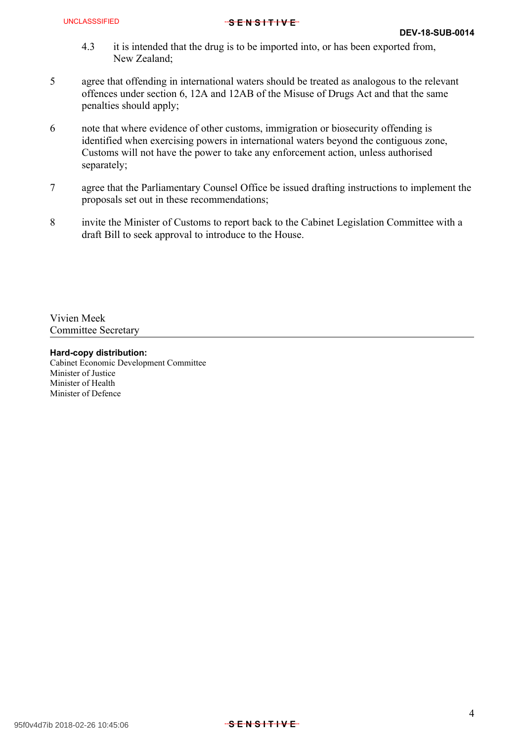4.3 it is intended that the drug is to be imported into, or has been exported from, New Zealand;

5 agree that offending in international waters should be treated as analogous to the relevant offences under section 6, 12A and 12AB of the Misuse of Drugs Act and that the same penalties should apply;

6 note that where evidence of other customs, immigration or biosecurity offending is identified when exercising powers in international waters beyond the contiguous zone, Customs will not have the power to take any enforcement action, unless authorised separately;

7 agree that the Parliamentary Counsel Office be issued drafting instructions to implement the proposals set out in these recommendations;

8 invite the Minister of Customs to report back to the Cabinet Legislation Committee with a draft Bill to seek approval to introduce to the House.

Vivien Meek
Committee Secretary

**Hard-copy distribution:**
Cabinet Economic Development Committee
Minister of Justice
Minister of Health
Minister of Defence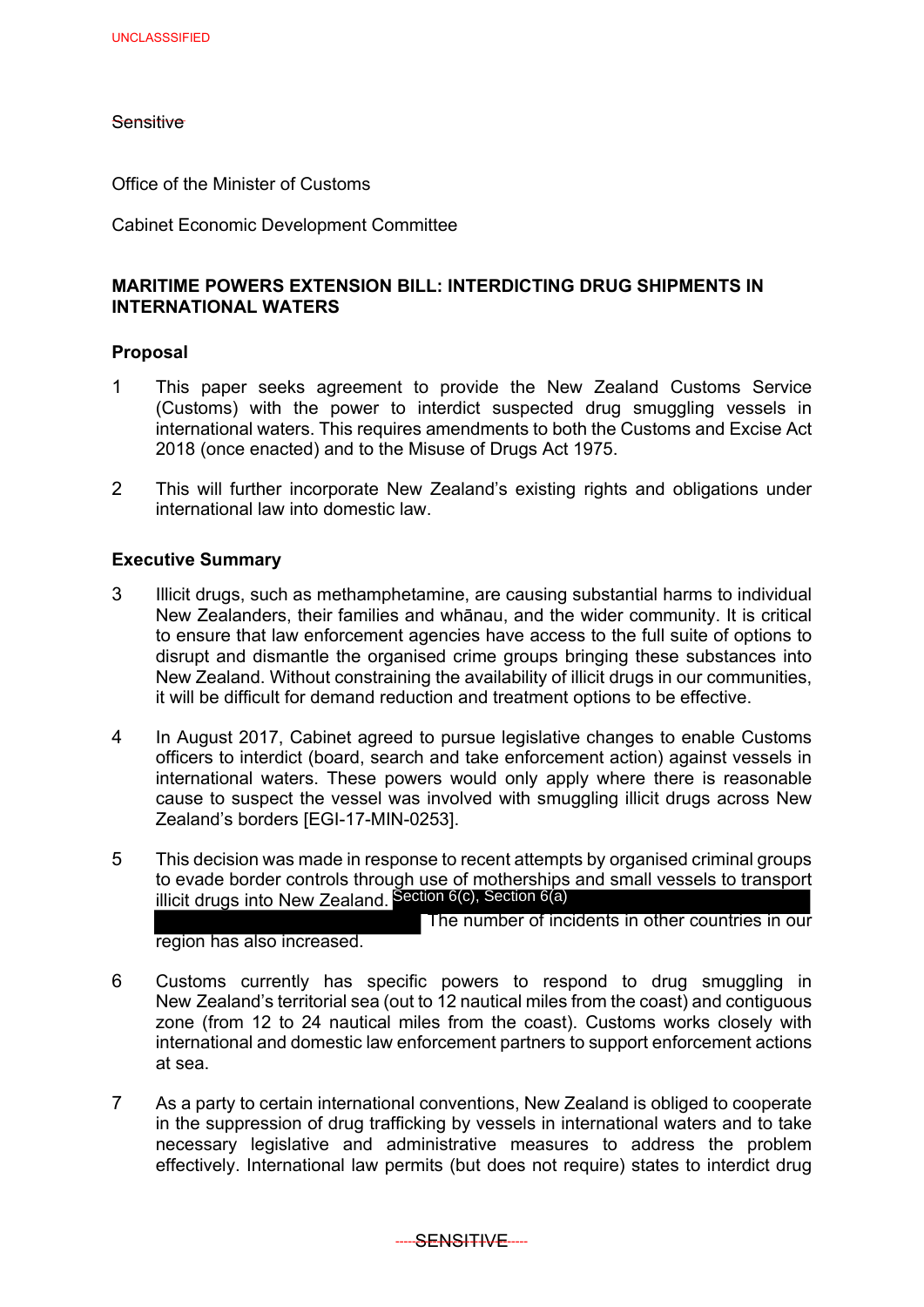Sensitive

Office of the Minister of Customs

Cabinet Economic Development Committee

## MARITIME POWERS EXTENSION BILL: INTERDICTING DRUG SHIPMENTS IN INTERNATIONAL WATERS

### Proposal

1 This paper seeks agreement to provide the New Zealand Customs Service (Customs) with the power to interdict suspected drug smuggling vessels in international waters. This requires amendments to both the Customs and Excise Act 2018 (once enacted) and to the Misuse of Drugs Act 1975.

2 This will further incorporate New Zealand's existing rights and obligations under international law into domestic law.

### Executive Summary

3 Illicit drugs, such as methamphetamine, are causing substantial harms to individual New Zealanders, their families and whānau, and the wider community. It is critical to ensure that law enforcement agencies have access to the full suite of options to disrupt and dismantle the organised crime groups bringing these substances into New Zealand. Without constraining the availability of illicit drugs in our communities, it will be difficult for demand reduction and treatment options to be effective.

4 In August 2017, Cabinet agreed to pursue legislative changes to enable Customs officers to interdict (board, search and take enforcement action) against vessels in international waters. These powers would only apply where there is reasonable cause to suspect the vessel was involved with smuggling illicit drugs across New Zealand's borders [EGI-17-MIN-0253].

5 This decision was made in response to recent attempts by organised criminal groups to evade border controls through use of motherships and small vessels to transport illicit drugs into New Zealand. Section 6(c), Section 6(a) [redacted] The number of incidents in other countries in our region has also increased.

6 Customs currently has specific powers to respond to drug smuggling in New Zealand's territorial sea (out to 12 nautical miles from the coast) and contiguous zone (from 12 to 24 nautical miles from the coast). Customs works closely with international and domestic law enforcement partners to support enforcement actions at sea.

7 As a party to certain international conventions, New Zealand is obliged to cooperate in the suppression of drug trafficking by vessels in international waters and to take necessary legislative and administrative measures to address the problem effectively. International law permits (but does not require) states to interdict drug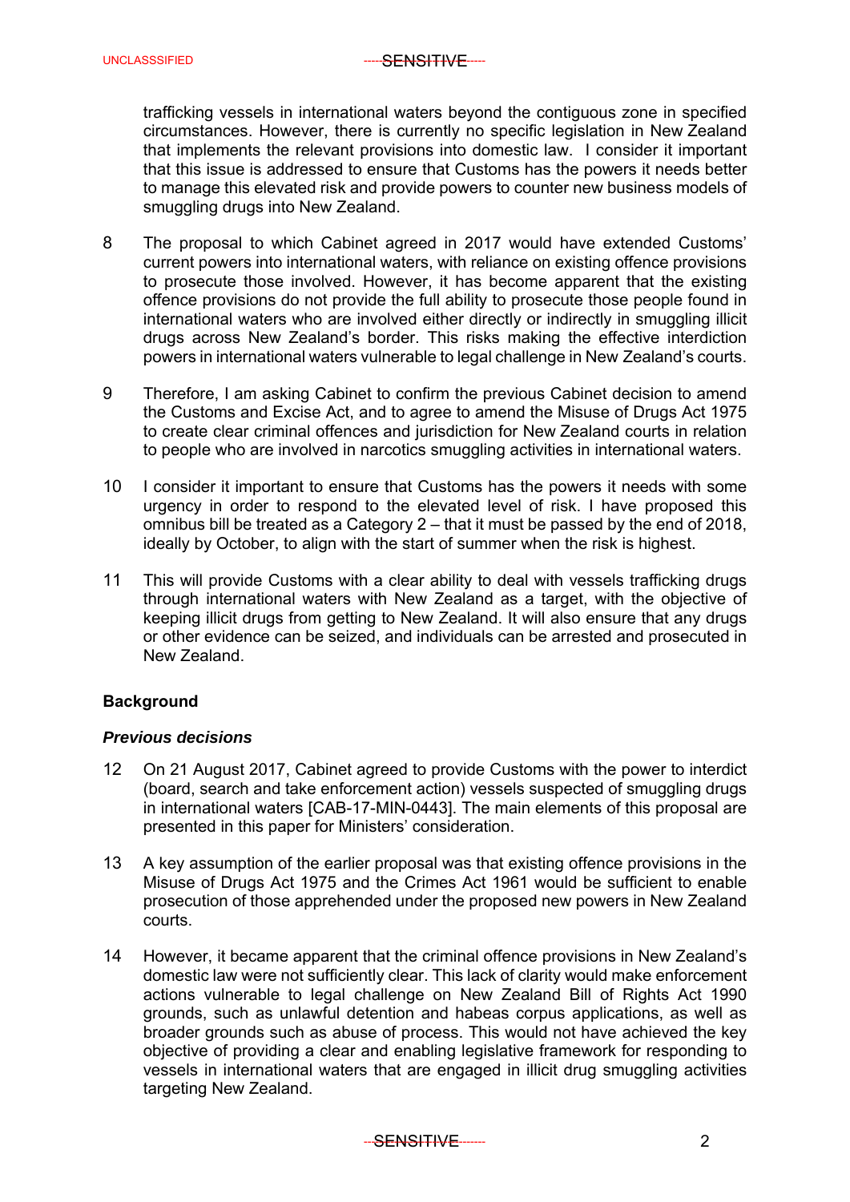trafficking vessels in international waters beyond the contiguous zone in specified circumstances. However, there is currently no specific legislation in New Zealand that implements the relevant provisions into domestic law. I consider it important that this issue is addressed to ensure that Customs has the powers it needs better to manage this elevated risk and provide powers to counter new business models of smuggling drugs into New Zealand.

8 The proposal to which Cabinet agreed in 2017 would have extended Customs' current powers into international waters, with reliance on existing offence provisions to prosecute those involved. However, it has become apparent that the existing offence provisions do not provide the full ability to prosecute those people found in international waters who are involved either directly or indirectly in smuggling illicit drugs across New Zealand's border. This risks making the effective interdiction powers in international waters vulnerable to legal challenge in New Zealand's courts.

9 Therefore, I am asking Cabinet to confirm the previous Cabinet decision to amend the Customs and Excise Act, and to agree to amend the Misuse of Drugs Act 1975 to create clear criminal offences and jurisdiction for New Zealand courts in relation to people who are involved in narcotics smuggling activities in international waters.

10 I consider it important to ensure that Customs has the powers it needs with some urgency in order to respond to the elevated level of risk. I have proposed this omnibus bill be treated as a Category 2 – that it must be passed by the end of 2018, ideally by October, to align with the start of summer when the risk is highest.

11 This will provide Customs with a clear ability to deal with vessels trafficking drugs through international waters with New Zealand as a target, with the objective of keeping illicit drugs from getting to New Zealand. It will also ensure that any drugs or other evidence can be seized, and individuals can be arrested and prosecuted in New Zealand.

## Background

### *Previous decisions*

12 On 21 August 2017, Cabinet agreed to provide Customs with the power to interdict (board, search and take enforcement action) vessels suspected of smuggling drugs in international waters [CAB-17-MIN-0443]. The main elements of this proposal are presented in this paper for Ministers' consideration.

13 A key assumption of the earlier proposal was that existing offence provisions in the Misuse of Drugs Act 1975 and the Crimes Act 1961 would be sufficient to enable prosecution of those apprehended under the proposed new powers in New Zealand courts.

14 However, it became apparent that the criminal offence provisions in New Zealand's domestic law were not sufficiently clear. This lack of clarity would make enforcement actions vulnerable to legal challenge on New Zealand Bill of Rights Act 1990 grounds, such as unlawful detention and habeas corpus applications, as well as broader grounds such as abuse of process. This would not have achieved the key objective of providing a clear and enabling legislative framework for responding to vessels in international waters that are engaged in illicit drug smuggling activities targeting New Zealand.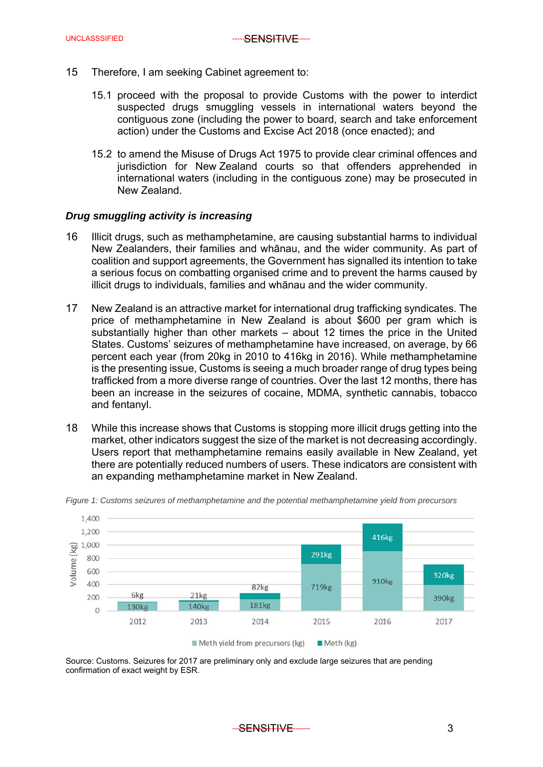15 Therefore, I am seeking Cabinet agreement to:

15.1 proceed with the proposal to provide Customs with the power to interdict suspected drugs smuggling vessels in international waters beyond the contiguous zone (including the power to board, search and take enforcement action) under the Customs and Excise Act 2018 (once enacted); and

15.2 to amend the Misuse of Drugs Act 1975 to provide clear criminal offences and jurisdiction for New Zealand courts so that offenders apprehended in international waters (including in the contiguous zone) may be prosecuted in New Zealand.

***Drug smuggling activity is increasing***

16 Illicit drugs, such as methamphetamine, are causing substantial harms to individual New Zealanders, their families and whānau, and the wider community. As part of coalition and support agreements, the Government has signalled its intention to take a serious focus on combatting organised crime and to prevent the harms caused by illicit drugs to individuals, families and whānau and the wider community.

17 New Zealand is an attractive market for international drug trafficking syndicates. The price of methamphetamine in New Zealand is about $600 per gram which is substantially higher than other markets – about 12 times the price in the United States. Customs' seizures of methamphetamine have increased, on average, by 66 percent each year (from 20kg in 2010 to 416kg in 2016). While methamphetamine is the presenting issue, Customs is seeing a much broader range of drug types being trafficked from a more diverse range of countries. Over the last 12 months, there has been an increase in the seizures of cocaine, MDMA, synthetic cannabis, tobacco and fentanyl.

18 While this increase shows that Customs is stopping more illicit drugs getting into the market, other indicators suggest the size of the market is not decreasing accordingly. Users report that methamphetamine remains easily available in New Zealand, yet there are potentially reduced numbers of users. These indicators are consistent with an expanding methamphetamine market in New Zealand.

*Figure 1: Customs seizures of methamphetamine and the potential methamphetamine yield from precursors*

Volume (kg)

0, 200, 400, 600, 800, 1,000, 1,200, 1,400

2012: 6kg, 130kg
2013: 21kg, 140kg
2014: 82kg, 181kg
2015: 291kg, 719kg
2016: 416kg, 910kg
2017: 320kg, 390kg

Meth yield from precursors (kg)
Meth (kg)

Source: Customs. Seizures for 2017 are preliminary only and exclude large seizures that are pending confirmation of exact weight by ESR.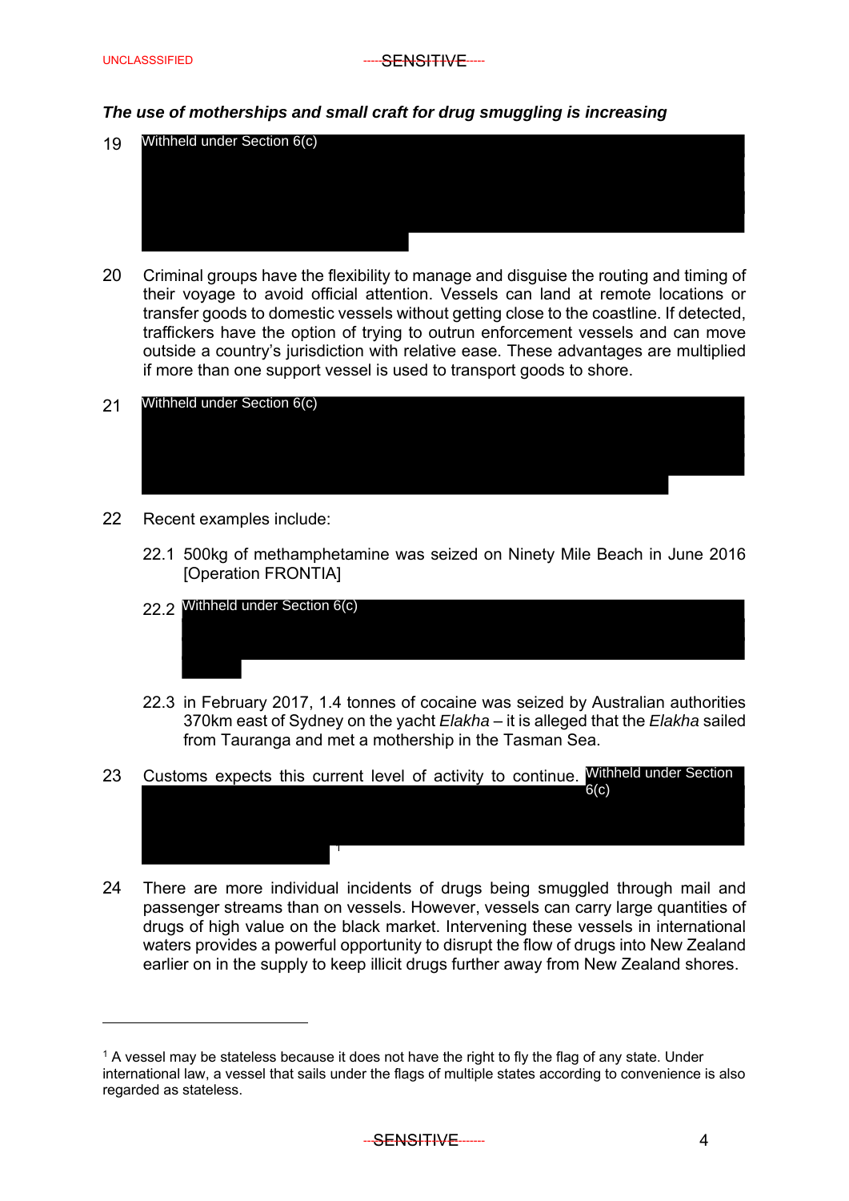***The use of motherships and small craft for drug smuggling is increasing***

19 Withheld under Section 6(c)

20 Criminal groups have the flexibility to manage and disguise the routing and timing of their voyage to avoid official attention. Vessels can land at remote locations or transfer goods to domestic vessels without getting close to the coastline. If detected, traffickers have the option of trying to outrun enforcement vessels and can move outside a country's jurisdiction with relative ease. These advantages are multiplied if more than one support vessel is used to transport goods to shore.

21 Withheld under Section 6(c)

22 Recent examples include:

22.1 500kg of methamphetamine was seized on Ninety Mile Beach in June 2016 [Operation FRONTIA]

22.2 Withheld under Section 6(c)

22.3 in February 2017, 1.4 tonnes of cocaine was seized by Australian authorities 370km east of Sydney on the yacht *Elakha* – it is alleged that the *Elakha* sailed from Tauranga and met a mothership in the Tasman Sea.

23 Customs expects this current level of activity to continue. Withheld under Section 6(c) [1]

24 There are more individual incidents of drugs being smuggled through mail and passenger streams than on vessels. However, vessels can carry large quantities of drugs of high value on the black market. Intervening these vessels in international waters provides a powerful opportunity to disrupt the flow of drugs into New Zealand earlier on in the supply to keep illicit drugs further away from New Zealand shores.

---

[1] A vessel may be stateless because it does not have the right to fly the flag of any state. Under international law, a vessel that sails under the flags of multiple states according to convenience is also regarded as stateless.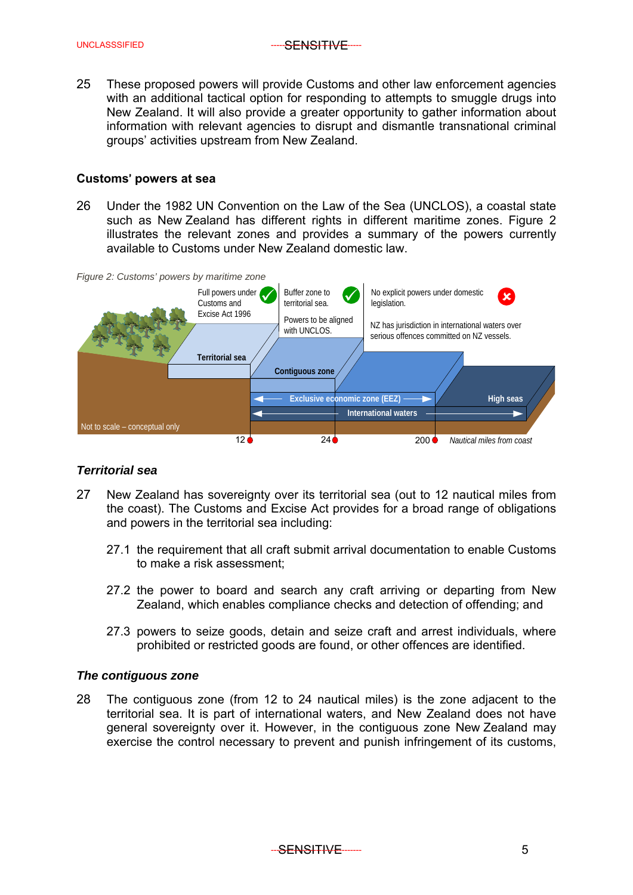25 These proposed powers will provide Customs and other law enforcement agencies with an additional tactical option for responding to attempts to smuggle drugs into New Zealand. It will also provide a greater opportunity to gather information about information with relevant agencies to disrupt and dismantle transnational criminal groups' activities upstream from New Zealand.

**Customs' powers at sea**

26 Under the 1982 UN Convention on the Law of the Sea (UNCLOS), a coastal state such as New Zealand has different rights in different maritime zones. Figure 2 illustrates the relevant zones and provides a summary of the powers currently available to Customs under New Zealand domestic law.

*Figure 2: Customs' powers by maritime zone*

Full powers under Customs and Excise Act 1996

Buffer zone to territorial sea.

Powers to be aligned with UNCLOS.

No explicit powers under domestic legislation.

NZ has jurisdiction in international waters over serious offences committed on NZ vessels.

Territorial sea

Contiguous zone

Exclusive economic zone (EEZ)

International waters

High seas

Not to scale – conceptual only

12

24

200

Nautical miles from coast

### *Territorial sea*

27 New Zealand has sovereignty over its territorial sea (out to 12 nautical miles from the coast). The Customs and Excise Act provides for a broad range of obligations and powers in the territorial sea including:

27.1 the requirement that all craft submit arrival documentation to enable Customs to make a risk assessment;

27.2 the power to board and search any craft arriving or departing from New Zealand, which enables compliance checks and detection of offending; and

27.3 powers to seize goods, detain and seize craft and arrest individuals, where prohibited or restricted goods are found, or other offences are identified.

### *The contiguous zone*

28 The contiguous zone (from 12 to 24 nautical miles) is the zone adjacent to the territorial sea. It is part of international waters, and New Zealand does not have general sovereignty over it. However, in the contiguous zone New Zealand may exercise the control necessary to prevent and punish infringement of its customs,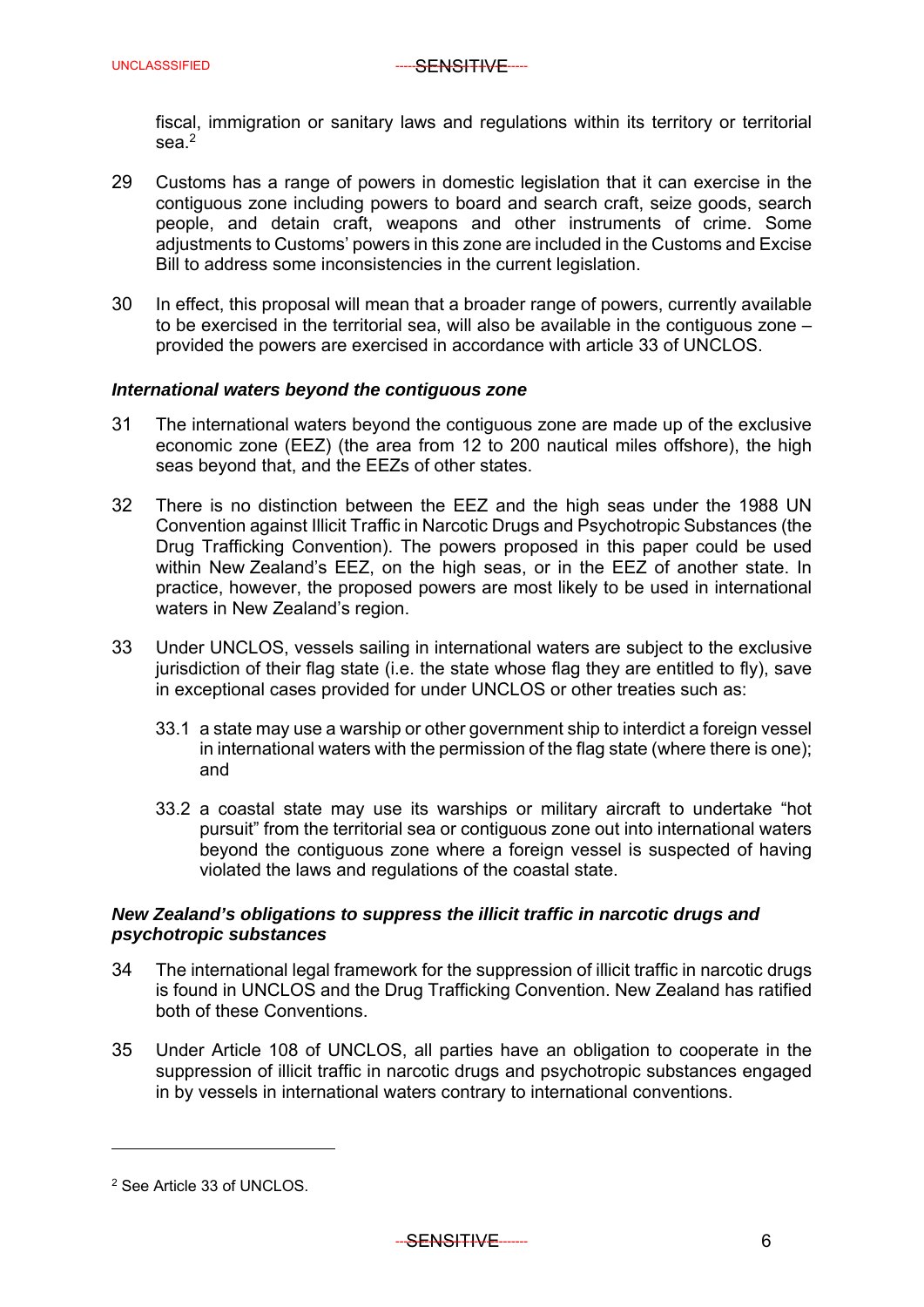fiscal, immigration or sanitary laws and regulations within its territory or territorial sea.[2]

29 Customs has a range of powers in domestic legislation that it can exercise in the contiguous zone including powers to board and search craft, seize goods, search people, and detain craft, weapons and other instruments of crime. Some adjustments to Customs' powers in this zone are included in the Customs and Excise Bill to address some inconsistencies in the current legislation.

30 In effect, this proposal will mean that a broader range of powers, currently available to be exercised in the territorial sea, will also be available in the contiguous zone – provided the powers are exercised in accordance with article 33 of UNCLOS.

#### *International waters beyond the contiguous zone*

31 The international waters beyond the contiguous zone are made up of the exclusive economic zone (EEZ) (the area from 12 to 200 nautical miles offshore), the high seas beyond that, and the EEZs of other states.

32 There is no distinction between the EEZ and the high seas under the 1988 UN Convention against Illicit Traffic in Narcotic Drugs and Psychotropic Substances (the Drug Trafficking Convention). The powers proposed in this paper could be used within New Zealand's EEZ, on the high seas, or in the EEZ of another state. In practice, however, the proposed powers are most likely to be used in international waters in New Zealand's region.

33 Under UNCLOS, vessels sailing in international waters are subject to the exclusive jurisdiction of their flag state (i.e. the state whose flag they are entitled to fly), save in exceptional cases provided for under UNCLOS or other treaties such as:

   33.1 a state may use a warship or other government ship to interdict a foreign vessel in international waters with the permission of the flag state (where there is one); and

   33.2 a coastal state may use its warships or military aircraft to undertake "hot pursuit" from the territorial sea or contiguous zone out into international waters beyond the contiguous zone where a foreign vessel is suspected of having violated the laws and regulations of the coastal state.

#### *New Zealand's obligations to suppress the illicit traffic in narcotic drugs and psychotropic substances*

34 The international legal framework for the suppression of illicit traffic in narcotic drugs is found in UNCLOS and the Drug Trafficking Convention. New Zealand has ratified both of these Conventions.

35 Under Article 108 of UNCLOS, all parties have an obligation to cooperate in the suppression of illicit traffic in narcotic drugs and psychotropic substances engaged in by vessels in international waters contrary to international conventions.

---

[2] See Article 33 of UNCLOS.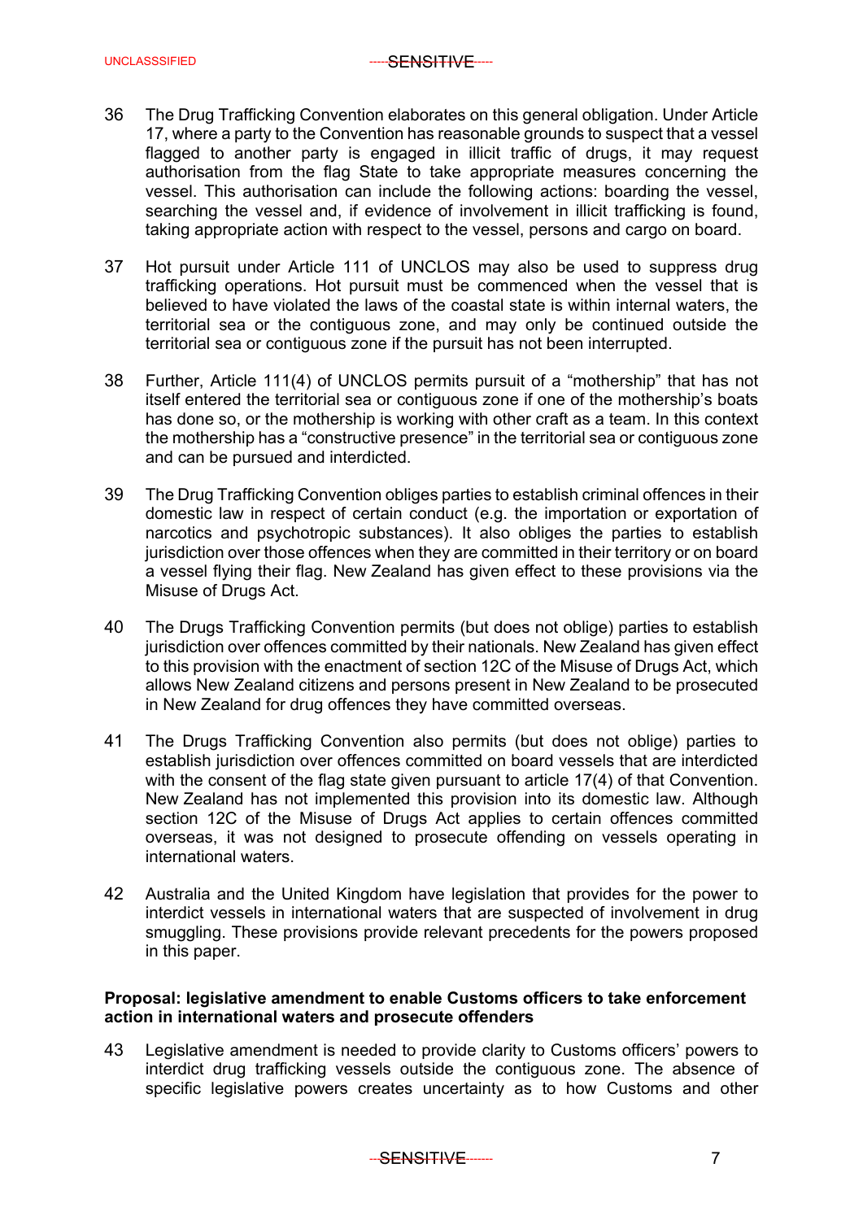36 The Drug Trafficking Convention elaborates on this general obligation. Under Article 17, where a party to the Convention has reasonable grounds to suspect that a vessel flagged to another party is engaged in illicit traffic of drugs, it may request authorisation from the flag State to take appropriate measures concerning the vessel. This authorisation can include the following actions: boarding the vessel, searching the vessel and, if evidence of involvement in illicit trafficking is found, taking appropriate action with respect to the vessel, persons and cargo on board.

37 Hot pursuit under Article 111 of UNCLOS may also be used to suppress drug trafficking operations. Hot pursuit must be commenced when the vessel that is believed to have violated the laws of the coastal state is within internal waters, the territorial sea or the contiguous zone, and may only be continued outside the territorial sea or contiguous zone if the pursuit has not been interrupted.

38 Further, Article 111(4) of UNCLOS permits pursuit of a "mothership" that has not itself entered the territorial sea or contiguous zone if one of the mothership's boats has done so, or the mothership is working with other craft as a team. In this context the mothership has a "constructive presence" in the territorial sea or contiguous zone and can be pursued and interdicted.

39 The Drug Trafficking Convention obliges parties to establish criminal offences in their domestic law in respect of certain conduct (e.g. the importation or exportation of narcotics and psychotropic substances). It also obliges the parties to establish jurisdiction over those offences when they are committed in their territory or on board a vessel flying their flag. New Zealand has given effect to these provisions via the Misuse of Drugs Act.

40 The Drugs Trafficking Convention permits (but does not oblige) parties to establish jurisdiction over offences committed by their nationals. New Zealand has given effect to this provision with the enactment of section 12C of the Misuse of Drugs Act, which allows New Zealand citizens and persons present in New Zealand to be prosecuted in New Zealand for drug offences they have committed overseas.

41 The Drugs Trafficking Convention also permits (but does not oblige) parties to establish jurisdiction over offences committed on board vessels that are interdicted with the consent of the flag state given pursuant to article 17(4) of that Convention. New Zealand has not implemented this provision into its domestic law. Although section 12C of the Misuse of Drugs Act applies to certain offences committed overseas, it was not designed to prosecute offending on vessels operating in international waters.

42 Australia and the United Kingdom have legislation that provides for the power to interdict vessels in international waters that are suspected of involvement in drug smuggling. These provisions provide relevant precedents for the powers proposed in this paper.

**Proposal: legislative amendment to enable Customs officers to take enforcement action in international waters and prosecute offenders**

43 Legislative amendment is needed to provide clarity to Customs officers' powers to interdict drug trafficking vessels outside the contiguous zone. The absence of specific legislative powers creates uncertainty as to how Customs and other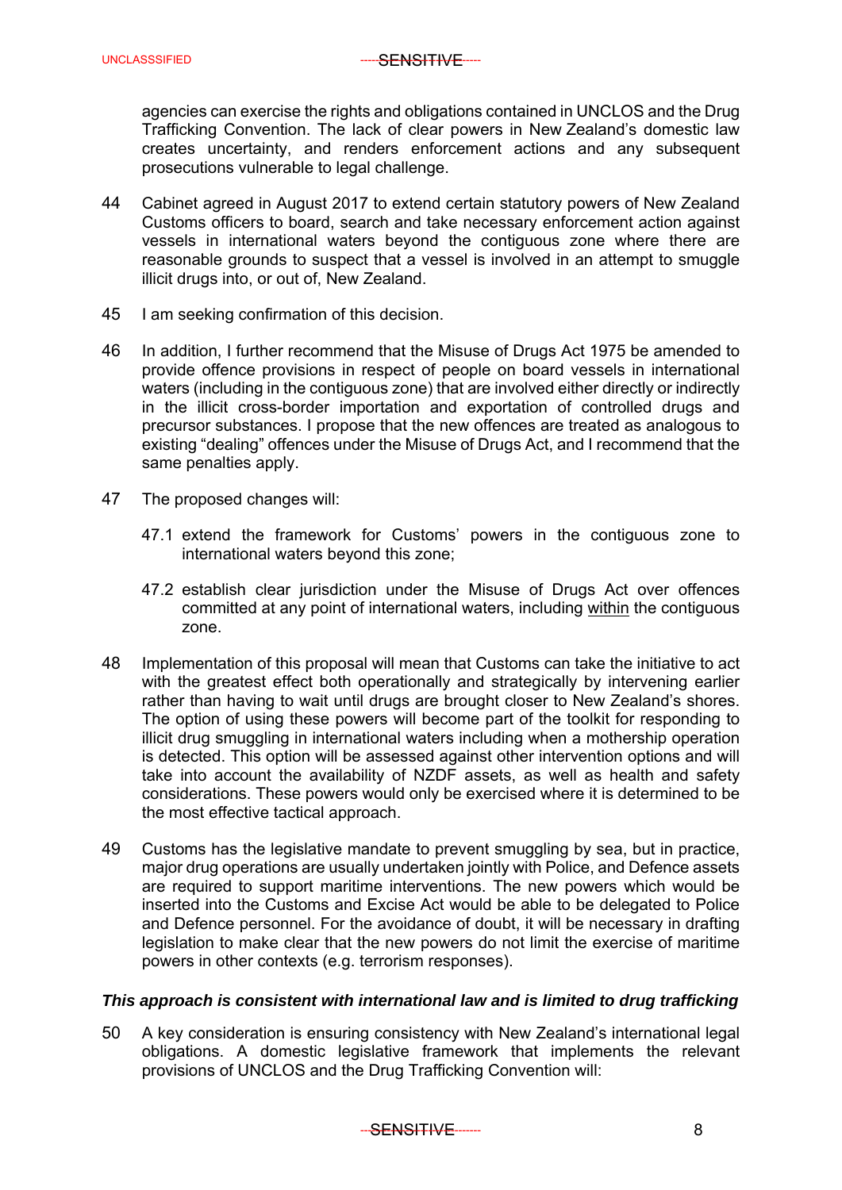agencies can exercise the rights and obligations contained in UNCLOS and the Drug Trafficking Convention. The lack of clear powers in New Zealand's domestic law creates uncertainty, and renders enforcement actions and any subsequent prosecutions vulnerable to legal challenge.

44 Cabinet agreed in August 2017 to extend certain statutory powers of New Zealand Customs officers to board, search and take necessary enforcement action against vessels in international waters beyond the contiguous zone where there are reasonable grounds to suspect that a vessel is involved in an attempt to smuggle illicit drugs into, or out of, New Zealand.

45 I am seeking confirmation of this decision.

46 In addition, I further recommend that the Misuse of Drugs Act 1975 be amended to provide offence provisions in respect of people on board vessels in international waters (including in the contiguous zone) that are involved either directly or indirectly in the illicit cross-border importation and exportation of controlled drugs and precursor substances. I propose that the new offences are treated as analogous to existing "dealing" offences under the Misuse of Drugs Act, and I recommend that the same penalties apply.

47 The proposed changes will:

47.1 extend the framework for Customs' powers in the contiguous zone to international waters beyond this zone;

47.2 establish clear jurisdiction under the Misuse of Drugs Act over offences committed at any point of international waters, including <u>within</u> the contiguous zone.

48 Implementation of this proposal will mean that Customs can take the initiative to act with the greatest effect both operationally and strategically by intervening earlier rather than having to wait until drugs are brought closer to New Zealand's shores. The option of using these powers will become part of the toolkit for responding to illicit drug smuggling in international waters including when a mothership operation is detected. This option will be assessed against other intervention options and will take into account the availability of NZDF assets, as well as health and safety considerations. These powers would only be exercised where it is determined to be the most effective tactical approach.

49 Customs has the legislative mandate to prevent smuggling by sea, but in practice, major drug operations are usually undertaken jointly with Police, and Defence assets are required to support maritime interventions. The new powers which would be inserted into the Customs and Excise Act would be able to be delegated to Police and Defence personnel. For the avoidance of doubt, it will be necessary in drafting legislation to make clear that the new powers do not limit the exercise of maritime powers in other contexts (e.g. terrorism responses).

### *This approach is consistent with international law and is limited to drug trafficking*

50 A key consideration is ensuring consistency with New Zealand's international legal obligations. A domestic legislative framework that implements the relevant provisions of UNCLOS and the Drug Trafficking Convention will: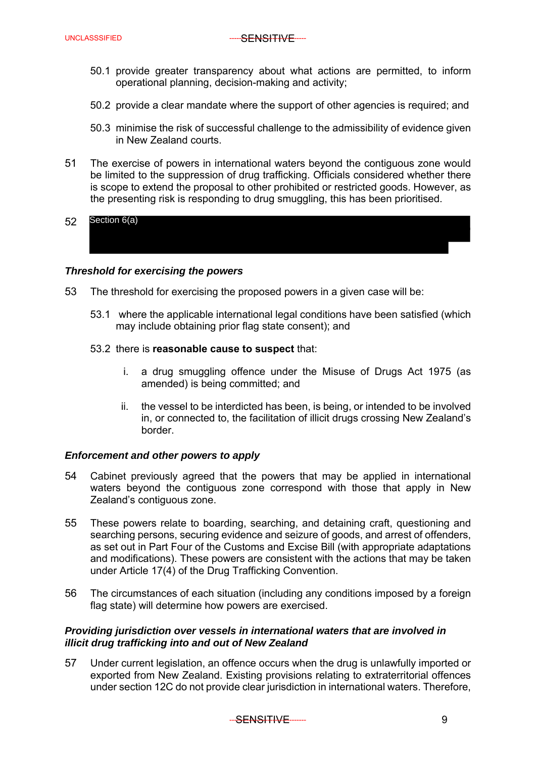50.1 provide greater transparency about what actions are permitted, to inform operational planning, decision-making and activity;

50.2 provide a clear mandate where the support of other agencies is required; and

50.3 minimise the risk of successful challenge to the admissibility of evidence given in New Zealand courts.

51 The exercise of powers in international waters beyond the contiguous zone would be limited to the suppression of drug trafficking. Officials considered whether there is scope to extend the proposal to other prohibited or restricted goods. However, as the presenting risk is responding to drug smuggling, this has been prioritised.

52 Section 6(a)

### *Threshold for exercising the powers*

53 The threshold for exercising the proposed powers in a given case will be:

53.1 where the applicable international legal conditions have been satisfied (which may include obtaining prior flag state consent); and

53.2 there is **reasonable cause to suspect** that:

i. a drug smuggling offence under the Misuse of Drugs Act 1975 (as amended) is being committed; and

ii. the vessel to be interdicted has been, is being, or intended to be involved in, or connected to, the facilitation of illicit drugs crossing New Zealand's border.

### *Enforcement and other powers to apply*

54 Cabinet previously agreed that the powers that may be applied in international waters beyond the contiguous zone correspond with those that apply in New Zealand's contiguous zone.

55 These powers relate to boarding, searching, and detaining craft, questioning and searching persons, securing evidence and seizure of goods, and arrest of offenders, as set out in Part Four of the Customs and Excise Bill (with appropriate adaptations and modifications). These powers are consistent with the actions that may be taken under Article 17(4) of the Drug Trafficking Convention.

56 The circumstances of each situation (including any conditions imposed by a foreign flag state) will determine how powers are exercised.

### *Providing jurisdiction over vessels in international waters that are involved in illicit drug trafficking into and out of New Zealand*

57 Under current legislation, an offence occurs when the drug is unlawfully imported or exported from New Zealand. Existing provisions relating to extraterritorial offences under section 12C do not provide clear jurisdiction in international waters. Therefore,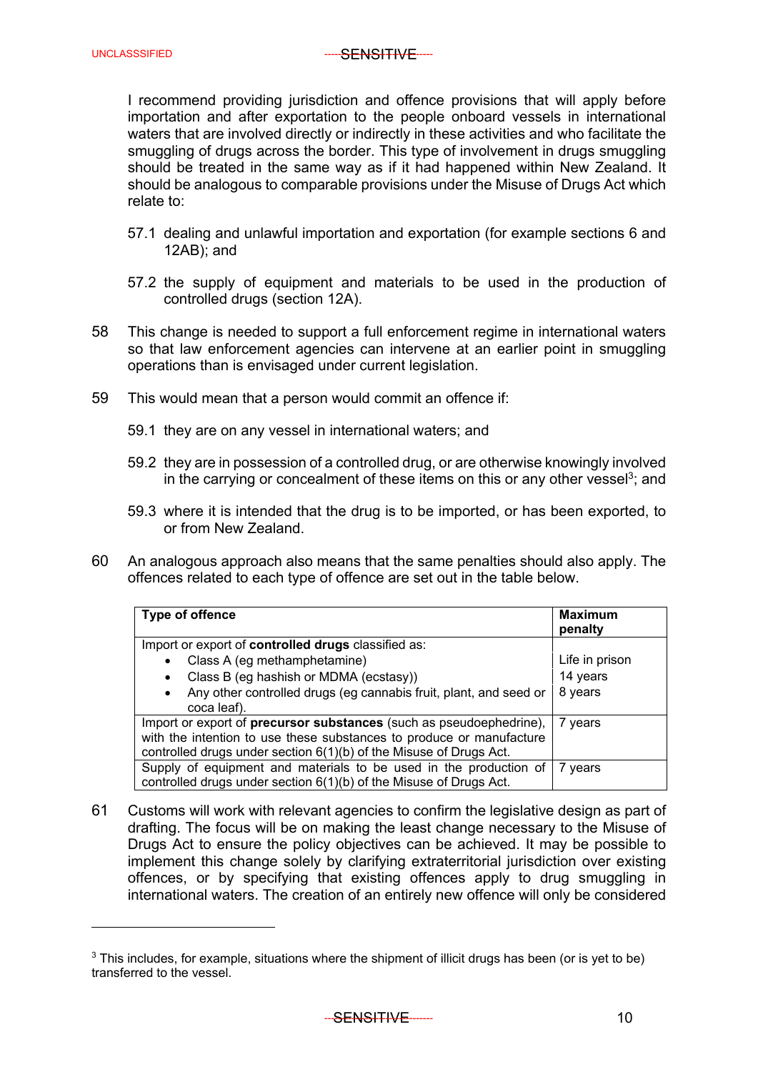I recommend providing jurisdiction and offence provisions that will apply before importation and after exportation to the people onboard vessels in international waters that are involved directly or indirectly in these activities and who facilitate the smuggling of drugs across the border. This type of involvement in drugs smuggling should be treated in the same way as if it had happened within New Zealand. It should be analogous to comparable provisions under the Misuse of Drugs Act which relate to:

57.1 dealing and unlawful importation and exportation (for example sections 6 and 12AB); and

57.2 the supply of equipment and materials to be used in the production of controlled drugs (section 12A).

58 This change is needed to support a full enforcement regime in international waters so that law enforcement agencies can intervene at an earlier point in smuggling operations than is envisaged under current legislation.

59 This would mean that a person would commit an offence if:

59.1 they are on any vessel in international waters; and

59.2 they are in possession of a controlled drug, or are otherwise knowingly involved in the carrying or concealment of these items on this or any other vessel[3]; and

59.3 where it is intended that the drug is to be imported, or has been exported, to or from New Zealand.

60 An analogous approach also means that the same penalties should also apply. The offences related to each type of offence are set out in the table below.

| Type of offence | Maximum penalty |
|---|---|
| Import or export of **controlled drugs** classified as:<br>• Class A (eg methamphetamine)<br>• Class B (eg hashish or MDMA (ecstasy))<br>• Any other controlled drugs (eg cannabis fruit, plant, and seed or coca leaf). | <br>Life in prison<br>14 years<br>8 years |
| Import or export of **precursor substances** (such as pseudoephedrine), with the intention to use these substances to produce or manufacture controlled drugs under section 6(1)(b) of the Misuse of Drugs Act. | 7 years |
| Supply of equipment and materials to be used in the production of controlled drugs under section 6(1)(b) of the Misuse of Drugs Act. | 7 years |

61 Customs will work with relevant agencies to confirm the legislative design as part of drafting. The focus will be on making the least change necessary to the Misuse of Drugs Act to ensure the policy objectives can be achieved. It may be possible to implement this change solely by clarifying extraterritorial jurisdiction over existing offences, or by specifying that existing offences apply to drug smuggling in international waters. The creation of an entirely new offence will only be considered

[3] This includes, for example, situations where the shipment of illicit drugs has been (or is yet to be) transferred to the vessel.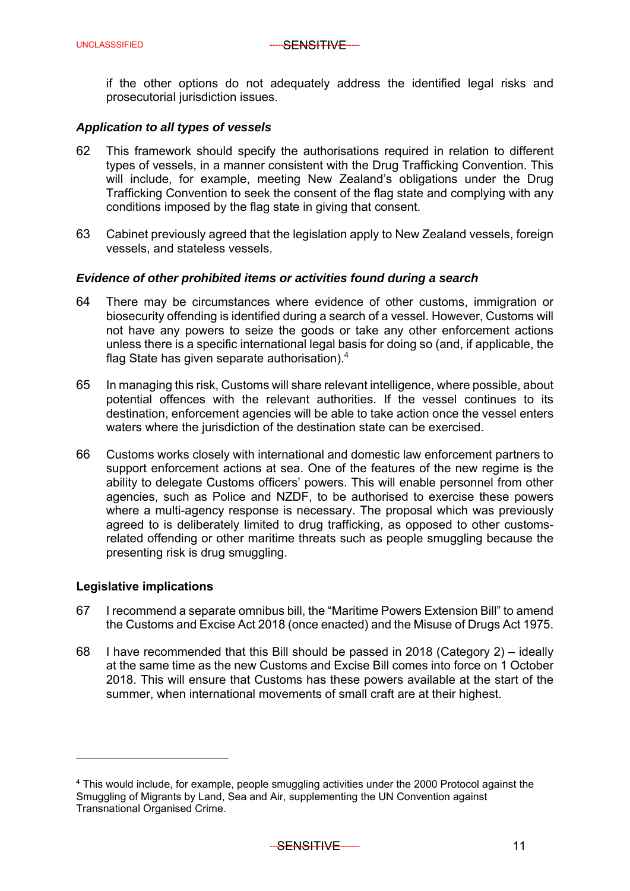if the other options do not adequately address the identified legal risks and prosecutorial jurisdiction issues.

### *Application to all types of vessels*

62 This framework should specify the authorisations required in relation to different types of vessels, in a manner consistent with the Drug Trafficking Convention. This will include, for example, meeting New Zealand's obligations under the Drug Trafficking Convention to seek the consent of the flag state and complying with any conditions imposed by the flag state in giving that consent.

63 Cabinet previously agreed that the legislation apply to New Zealand vessels, foreign vessels, and stateless vessels.

### *Evidence of other prohibited items or activities found during a search*

64 There may be circumstances where evidence of other customs, immigration or biosecurity offending is identified during a search of a vessel. However, Customs will not have any powers to seize the goods or take any other enforcement actions unless there is a specific international legal basis for doing so (and, if applicable, the flag State has given separate authorisation).[4]

65 In managing this risk, Customs will share relevant intelligence, where possible, about potential offences with the relevant authorities. If the vessel continues to its destination, enforcement agencies will be able to take action once the vessel enters waters where the jurisdiction of the destination state can be exercised.

66 Customs works closely with international and domestic law enforcement partners to support enforcement actions at sea. One of the features of the new regime is the ability to delegate Customs officers' powers. This will enable personnel from other agencies, such as Police and NZDF, to be authorised to exercise these powers where a multi-agency response is necessary. The proposal which was previously agreed to is deliberately limited to drug trafficking, as opposed to other customs-related offending or other maritime threats such as people smuggling because the presenting risk is drug smuggling.

## Legislative implications

67 I recommend a separate omnibus bill, the "Maritime Powers Extension Bill" to amend the Customs and Excise Act 2018 (once enacted) and the Misuse of Drugs Act 1975.

68 I have recommended that this Bill should be passed in 2018 (Category 2) – ideally at the same time as the new Customs and Excise Bill comes into force on 1 October 2018. This will ensure that Customs has these powers available at the start of the summer, when international movements of small craft are at their highest.

---

[4] This would include, for example, people smuggling activities under the 2000 Protocol against the Smuggling of Migrants by Land, Sea and Air, supplementing the UN Convention against Transnational Organised Crime.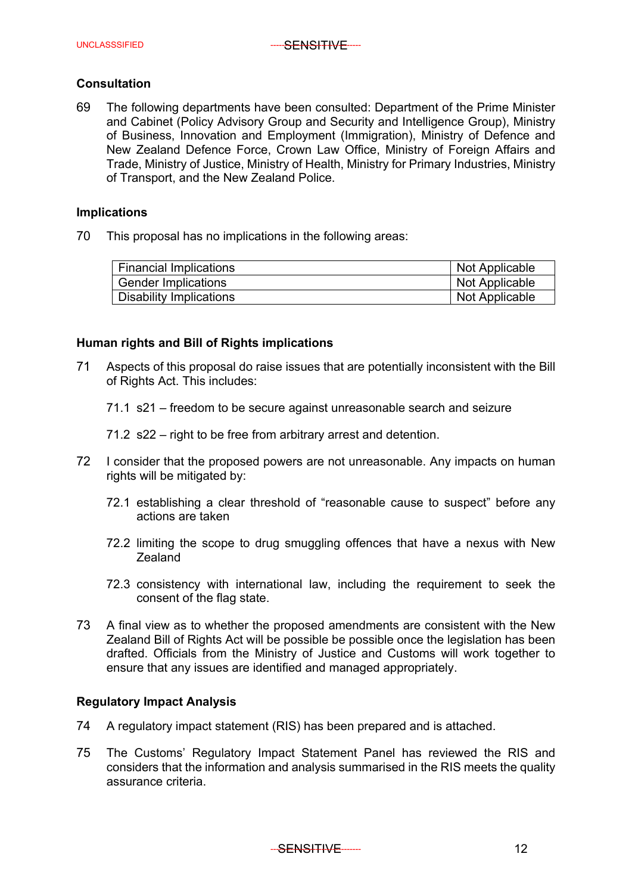## Consultation

69 The following departments have been consulted: Department of the Prime Minister and Cabinet (Policy Advisory Group and Security and Intelligence Group), Ministry of Business, Innovation and Employment (Immigration), Ministry of Defence and New Zealand Defence Force, Crown Law Office, Ministry of Foreign Affairs and Trade, Ministry of Justice, Ministry of Health, Ministry for Primary Industries, Ministry of Transport, and the New Zealand Police.

## Implications

70 This proposal has no implications in the following areas:

| | |
|---|---|
| Financial Implications | Not Applicable |
| Gender Implications | Not Applicable |
| Disability Implications | Not Applicable |

## Human rights and Bill of Rights implications

71 Aspects of this proposal do raise issues that are potentially inconsistent with the Bill of Rights Act. This includes:

71.1 s21 – freedom to be secure against unreasonable search and seizure

71.2 s22 – right to be free from arbitrary arrest and detention.

72 I consider that the proposed powers are not unreasonable. Any impacts on human rights will be mitigated by:

72.1 establishing a clear threshold of "reasonable cause to suspect" before any actions are taken

72.2 limiting the scope to drug smuggling offences that have a nexus with New Zealand

72.3 consistency with international law, including the requirement to seek the consent of the flag state.

73 A final view as to whether the proposed amendments are consistent with the New Zealand Bill of Rights Act will be possible be possible once the legislation has been drafted. Officials from the Ministry of Justice and Customs will work together to ensure that any issues are identified and managed appropriately.

## Regulatory Impact Analysis

74 A regulatory impact statement (RIS) has been prepared and is attached.

75 The Customs' Regulatory Impact Statement Panel has reviewed the RIS and considers that the information and analysis summarised in the RIS meets the quality assurance criteria.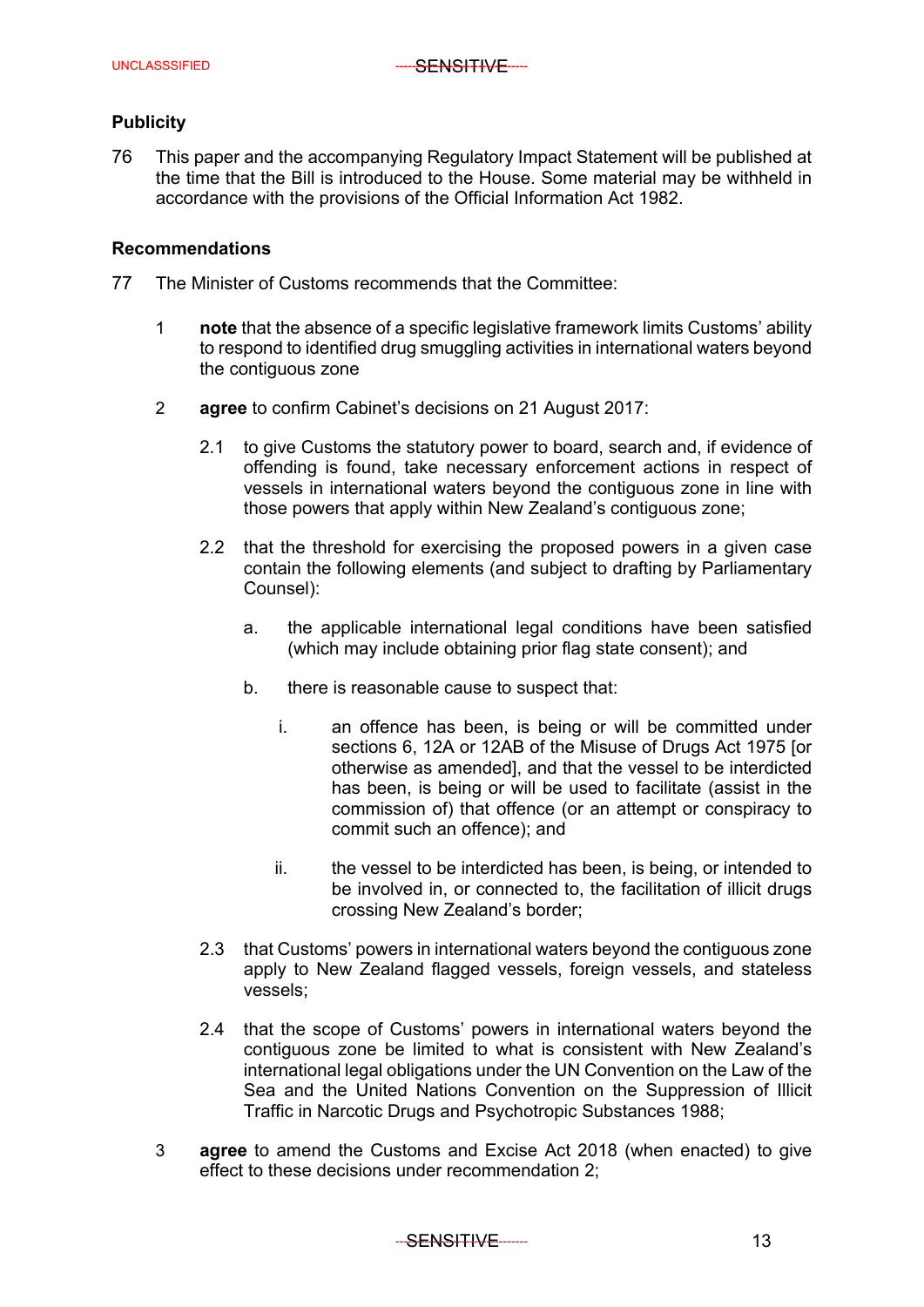## Publicity

76 This paper and the accompanying Regulatory Impact Statement will be published at the time that the Bill is introduced to the House. Some material may be withheld in accordance with the provisions of the Official Information Act 1982.

## Recommendations

77 The Minister of Customs recommends that the Committee:

1 **note** that the absence of a specific legislative framework limits Customs' ability to respond to identified drug smuggling activities in international waters beyond the contiguous zone

2 **agree** to confirm Cabinet's decisions on 21 August 2017:

2.1 to give Customs the statutory power to board, search and, if evidence of offending is found, take necessary enforcement actions in respect of vessels in international waters beyond the contiguous zone in line with those powers that apply within New Zealand's contiguous zone;

2.2 that the threshold for exercising the proposed powers in a given case contain the following elements (and subject to drafting by Parliamentary Counsel):

a. the applicable international legal conditions have been satisfied (which may include obtaining prior flag state consent); and

b. there is reasonable cause to suspect that:

i. an offence has been, is being or will be committed under sections 6, 12A or 12AB of the Misuse of Drugs Act 1975 [or otherwise as amended], and that the vessel to be interdicted has been, is being or will be used to facilitate (assist in the commission of) that offence (or an attempt or conspiracy to commit such an offence); and

ii. the vessel to be interdicted has been, is being, or intended to be involved in, or connected to, the facilitation of illicit drugs crossing New Zealand's border;

2.3 that Customs' powers in international waters beyond the contiguous zone apply to New Zealand flagged vessels, foreign vessels, and stateless vessels;

2.4 that the scope of Customs' powers in international waters beyond the contiguous zone be limited to what is consistent with New Zealand's international legal obligations under the UN Convention on the Law of the Sea and the United Nations Convention on the Suppression of Illicit Traffic in Narcotic Drugs and Psychotropic Substances 1988;

3 **agree** to amend the Customs and Excise Act 2018 (when enacted) to give effect to these decisions under recommendation 2;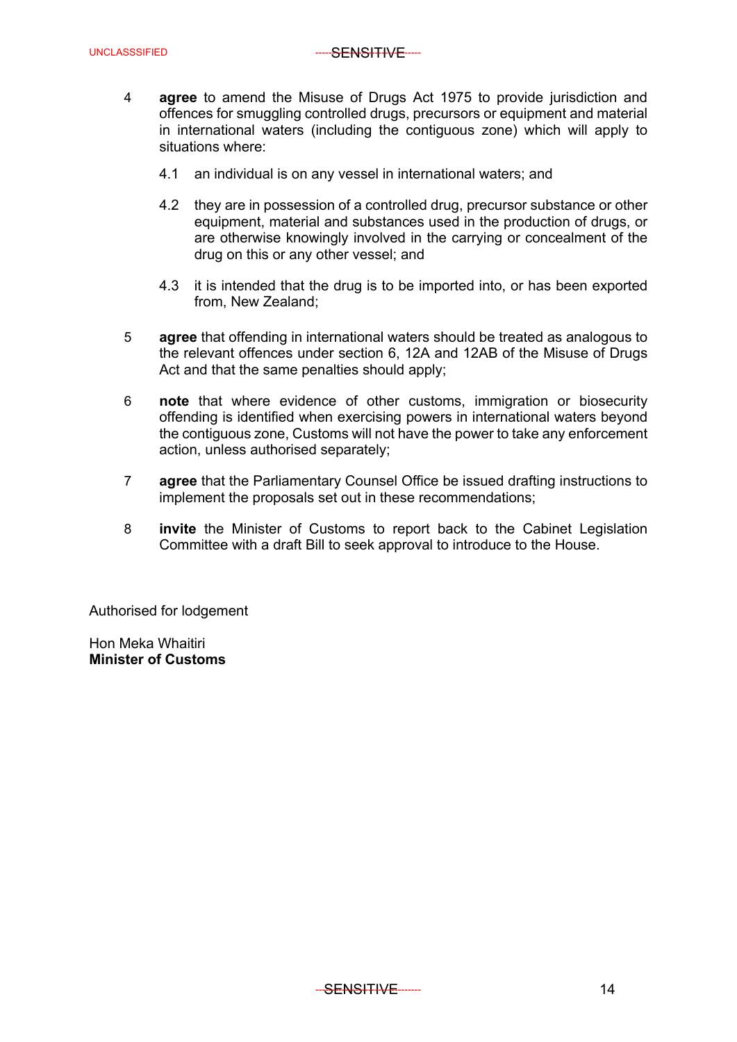4 **agree** to amend the Misuse of Drugs Act 1975 to provide jurisdiction and offences for smuggling controlled drugs, precursors or equipment and material in international waters (including the contiguous zone) which will apply to situations where:

   4.1 an individual is on any vessel in international waters; and

   4.2 they are in possession of a controlled drug, precursor substance or other equipment, material and substances used in the production of drugs, or are otherwise knowingly involved in the carrying or concealment of the drug on this or any other vessel; and

   4.3 it is intended that the drug is to be imported into, or has been exported from, New Zealand;

5 **agree** that offending in international waters should be treated as analogous to the relevant offences under section 6, 12A and 12AB of the Misuse of Drugs Act and that the same penalties should apply;

6 **note** that where evidence of other customs, immigration or biosecurity offending is identified when exercising powers in international waters beyond the contiguous zone, Customs will not have the power to take any enforcement action, unless authorised separately;

7 **agree** that the Parliamentary Counsel Office be issued drafting instructions to implement the proposals set out in these recommendations;

8 **invite** the Minister of Customs to report back to the Cabinet Legislation Committee with a draft Bill to seek approval to introduce to the House.

Authorised for lodgement

Hon Meka Whaitiri
**Minister of Customs**